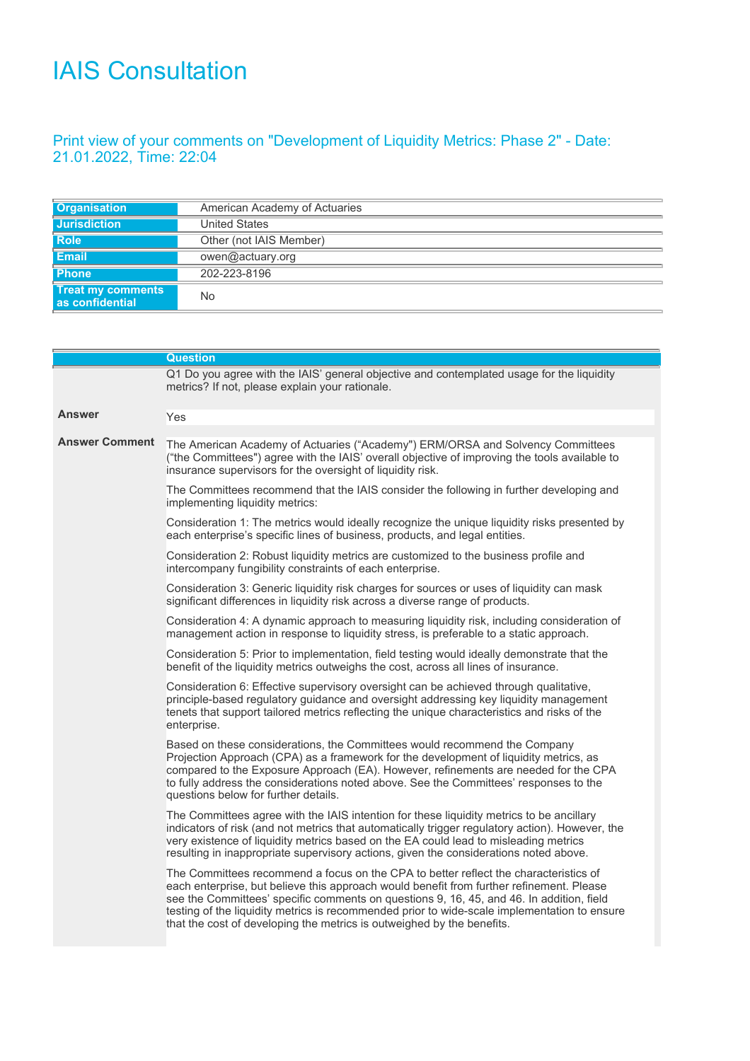# IAIS Consultation

## Print view of your comments on "Development of Liquidity Metrics: Phase 2" - Date: 21.01.2022, Time: 22:04

| | |
|---|---|
| **Organisation** | American Academy of Actuaries |
| **Jurisdiction** | United States |
| **Role** | Other (not IAIS Member) |
| **Email** | owen@actuary.org |
| **Phone** | 202-223-8196 |
| **Treat my comments as confidential** | No |

| | Question |
|---|---|
| | Q1 Do you agree with the IAIS' general objective and contemplated usage for the liquidity metrics? If not, please explain your rationale. |
| **Answer** | Yes |

**Answer Comment**

The American Academy of Actuaries ("Academy") ERM/ORSA and Solvency Committees ("the Committees") agree with the IAIS' overall objective of improving the tools available to insurance supervisors for the oversight of liquidity risk.

The Committees recommend that the IAIS consider the following in further developing and implementing liquidity metrics:

Consideration 1: The metrics would ideally recognize the unique liquidity risks presented by each enterprise's specific lines of business, products, and legal entities.

Consideration 2: Robust liquidity metrics are customized to the business profile and intercompany fungibility constraints of each enterprise.

Consideration 3: Generic liquidity risk charges for sources or uses of liquidity can mask significant differences in liquidity risk across a diverse range of products.

Consideration 4: A dynamic approach to measuring liquidity risk, including consideration of management action in response to liquidity stress, is preferable to a static approach.

Consideration 5: Prior to implementation, field testing would ideally demonstrate that the benefit of the liquidity metrics outweighs the cost, across all lines of insurance.

Consideration 6: Effective supervisory oversight can be achieved through qualitative, principle-based regulatory guidance and oversight addressing key liquidity management tenets that support tailored metrics reflecting the unique characteristics and risks of the enterprise.

Based on these considerations, the Committees would recommend the Company Projection Approach (CPA) as a framework for the development of liquidity metrics, as compared to the Exposure Approach (EA). However, refinements are needed for the CPA to fully address the considerations noted above. See the Committees' responses to the questions below for further details.

The Committees agree with the IAIS intention for these liquidity metrics to be ancillary indicators of risk (and not metrics that automatically trigger regulatory action). However, the very existence of liquidity metrics based on the EA could lead to misleading metrics resulting in inappropriate supervisory actions, given the considerations noted above.

The Committees recommend a focus on the CPA to better reflect the characteristics of each enterprise, but believe this approach would benefit from further refinement. Please see the Committees' specific comments on questions 9, 16, 45, and 46. In addition, field testing of the liquidity metrics is recommended prior to wide-scale implementation to ensure that the cost of developing the metrics is outweighed by the benefits.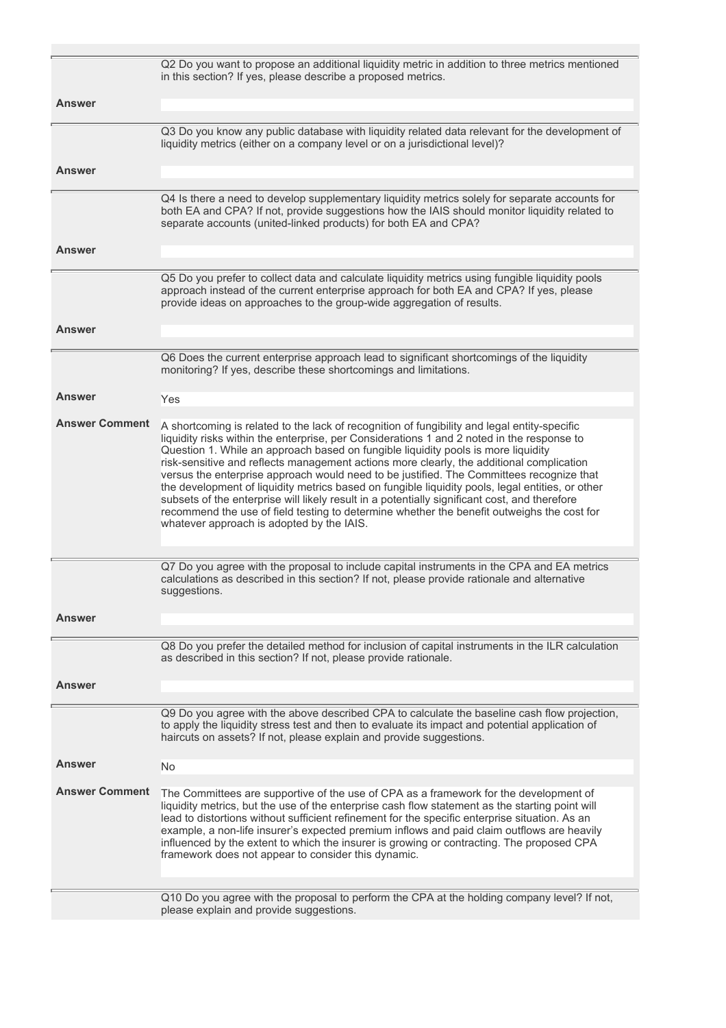Q2 Do you want to propose an additional liquidity metric in addition to three metrics mentioned in this section? If yes, please describe a proposed metrics.

**Answer**

Q3 Do you know any public database with liquidity related data relevant for the development of liquidity metrics (either on a company level or on a jurisdictional level)?

**Answer**

Q4 Is there a need to develop supplementary liquidity metrics solely for separate accounts for both EA and CPA? If not, provide suggestions how the IAIS should monitor liquidity related to separate accounts (united-linked products) for both EA and CPA?

**Answer**

Q5 Do you prefer to collect data and calculate liquidity metrics using fungible liquidity pools approach instead of the current enterprise approach for both EA and CPA? If yes, please provide ideas on approaches to the group-wide aggregation of results.

**Answer**

Q6 Does the current enterprise approach lead to significant shortcomings of the liquidity monitoring? If yes, describe these shortcomings and limitations.

**Answer** Yes

**Answer Comment** A shortcoming is related to the lack of recognition of fungibility and legal entity-specific liquidity risks within the enterprise, per Considerations 1 and 2 noted in the response to Question 1. While an approach based on fungible liquidity pools is more liquidity risk-sensitive and reflects management actions more clearly, the additional complication versus the enterprise approach would need to be justified. The Committees recognize that the development of liquidity metrics based on fungible liquidity pools, legal entities, or other subsets of the enterprise will likely result in a potentially significant cost, and therefore recommend the use of field testing to determine whether the benefit outweighs the cost for whatever approach is adopted by the IAIS.

Q7 Do you agree with the proposal to include capital instruments in the CPA and EA metrics calculations as described in this section? If not, please provide rationale and alternative suggestions.

**Answer**

Q8 Do you prefer the detailed method for inclusion of capital instruments in the ILR calculation as described in this section? If not, please provide rationale.

**Answer**

Q9 Do you agree with the above described CPA to calculate the baseline cash flow projection, to apply the liquidity stress test and then to evaluate its impact and potential application of haircuts on assets? If not, please explain and provide suggestions.

**Answer** No

**Answer Comment** The Committees are supportive of the use of CPA as a framework for the development of liquidity metrics, but the use of the enterprise cash flow statement as the starting point will lead to distortions without sufficient refinement for the specific enterprise situation. As an example, a non-life insurer's expected premium inflows and paid claim outflows are heavily influenced by the extent to which the insurer is growing or contracting. The proposed CPA framework does not appear to consider this dynamic.

Q10 Do you agree with the proposal to perform the CPA at the holding company level? If not, please explain and provide suggestions.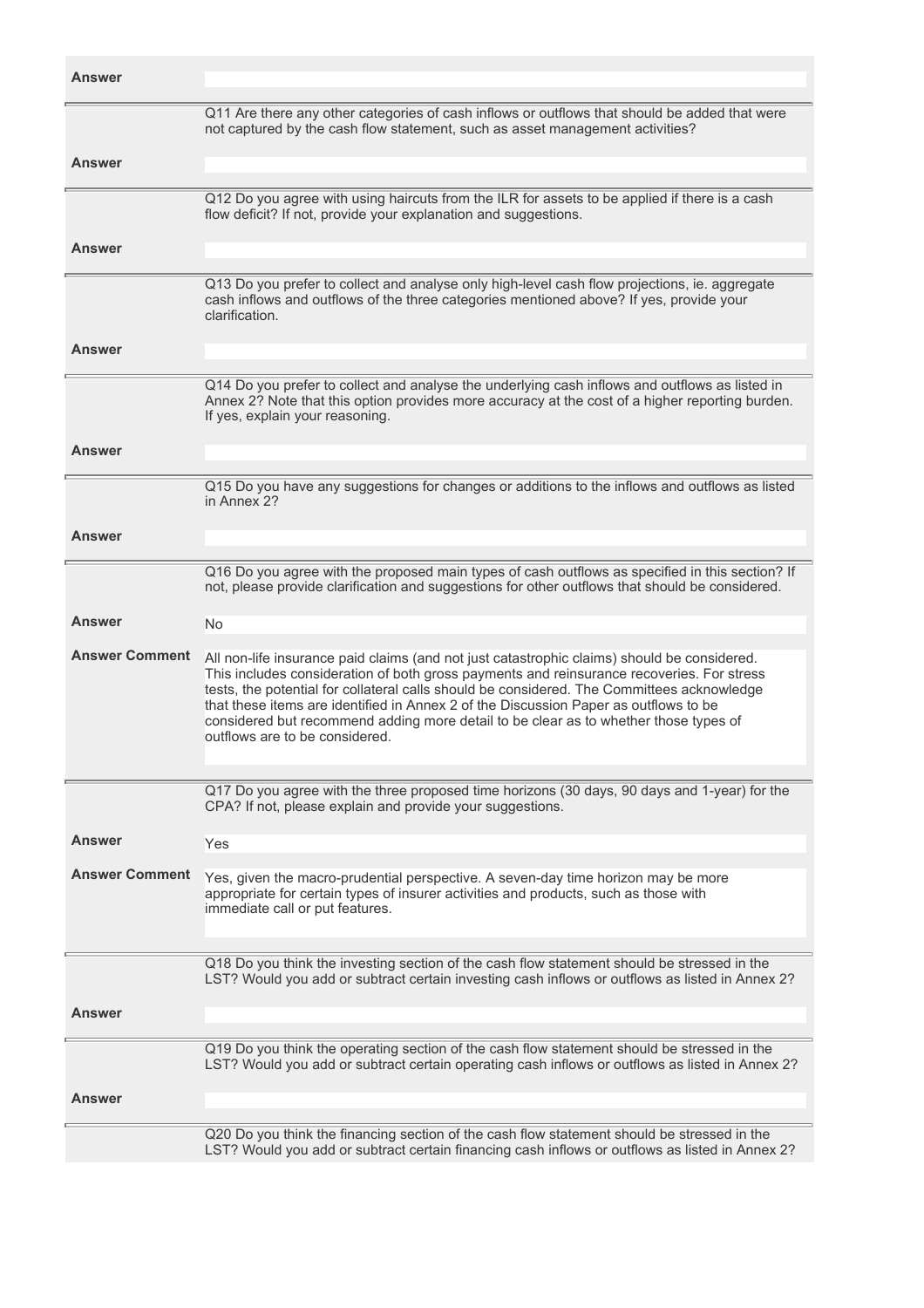**Answer**

Q11 Are there any other categories of cash inflows or outflows that should be added that were not captured by the cash flow statement, such as asset management activities?

**Answer**

Q12 Do you agree with using haircuts from the ILR for assets to be applied if there is a cash flow deficit? If not, provide your explanation and suggestions.

**Answer**

Q13 Do you prefer to collect and analyse only high-level cash flow projections, ie. aggregate cash inflows and outflows of the three categories mentioned above? If yes, provide your clarification.

**Answer**

Q14 Do you prefer to collect and analyse the underlying cash inflows and outflows as listed in Annex 2? Note that this option provides more accuracy at the cost of a higher reporting burden. If yes, explain your reasoning.

**Answer**

Q15 Do you have any suggestions for changes or additions to the inflows and outflows as listed in Annex 2?

**Answer**

Q16 Do you agree with the proposed main types of cash outflows as specified in this section? If not, please provide clarification and suggestions for other outflows that should be considered.

**Answer** No

**Answer Comment** All non-life insurance paid claims (and not just catastrophic claims) should be considered. This includes consideration of both gross payments and reinsurance recoveries. For stress tests, the potential for collateral calls should be considered. The Committees acknowledge that these items are identified in Annex 2 of the Discussion Paper as outflows to be considered but recommend adding more detail to be clear as to whether those types of outflows are to be considered.

Q17 Do you agree with the three proposed time horizons (30 days, 90 days and 1-year) for the CPA? If not, please explain and provide your suggestions.

**Answer** Yes

**Answer Comment** Yes, given the macro-prudential perspective. A seven-day time horizon may be more appropriate for certain types of insurer activities and products, such as those with immediate call or put features.

Q18 Do you think the investing section of the cash flow statement should be stressed in the LST? Would you add or subtract certain investing cash inflows or outflows as listed in Annex 2?

**Answer**

Q19 Do you think the operating section of the cash flow statement should be stressed in the LST? Would you add or subtract certain operating cash inflows or outflows as listed in Annex 2?

**Answer**

Q20 Do you think the financing section of the cash flow statement should be stressed in the LST? Would you add or subtract certain financing cash inflows or outflows as listed in Annex 2?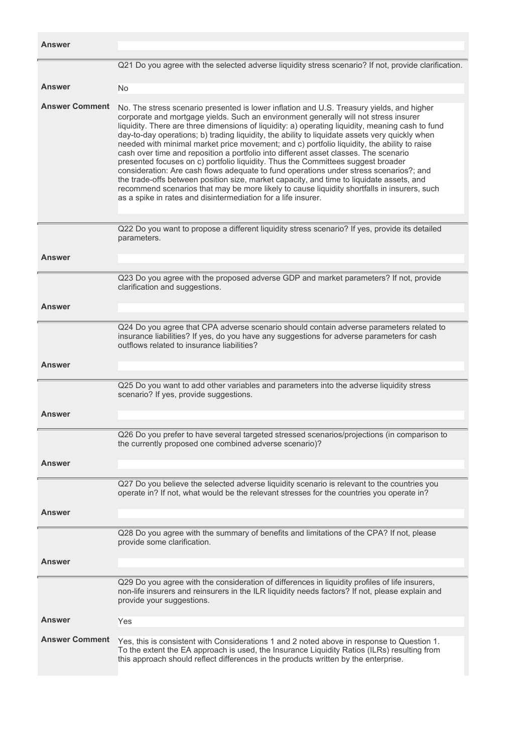**Answer**

---

Q21 Do you agree with the selected adverse liquidity stress scenario? If not, provide clarification.

**Answer**

No

**Answer Comment**

No. The stress scenario presented is lower inflation and U.S. Treasury yields, and higher corporate and mortgage yields. Such an environment generally will not stress insurer liquidity. There are three dimensions of liquidity: a) operating liquidity, meaning cash to fund day-to-day operations; b) trading liquidity, the ability to liquidate assets very quickly when needed with minimal market price movement; and c) portfolio liquidity, the ability to raise cash over time and reposition a portfolio into different asset classes. The scenario presented focuses on c) portfolio liquidity. Thus the Committees suggest broader consideration: Are cash flows adequate to fund operations under stress scenarios?; and the trade-offs between position size, market capacity, and time to liquidate assets, and recommend scenarios that may be more likely to cause liquidity shortfalls in insurers, such as a spike in rates and disintermediation for a life insurer.

---

Q22 Do you want to propose a different liquidity stress scenario? If yes, provide its detailed parameters.

**Answer**

---

Q23 Do you agree with the proposed adverse GDP and market parameters? If not, provide clarification and suggestions.

**Answer**

---

Q24 Do you agree that CPA adverse scenario should contain adverse parameters related to insurance liabilities? If yes, do you have any suggestions for adverse parameters for cash outflows related to insurance liabilities?

**Answer**

---

Q25 Do you want to add other variables and parameters into the adverse liquidity stress scenario? If yes, provide suggestions.

**Answer**

---

Q26 Do you prefer to have several targeted stressed scenarios/projections (in comparison to the currently proposed one combined adverse scenario)?

**Answer**

---

Q27 Do you believe the selected adverse liquidity scenario is relevant to the countries you operate in? If not, what would be the relevant stresses for the countries you operate in?

**Answer**

---

Q28 Do you agree with the summary of benefits and limitations of the CPA? If not, please provide some clarification.

**Answer**

---

Q29 Do you agree with the consideration of differences in liquidity profiles of life insurers, non-life insurers and reinsurers in the ILR liquidity needs factors? If not, please explain and provide your suggestions.

**Answer**

Yes

**Answer Comment**

Yes, this is consistent with Considerations 1 and 2 noted above in response to Question 1. To the extent the EA approach is used, the Insurance Liquidity Ratios (ILRs) resulting from this approach should reflect differences in the products written by the enterprise.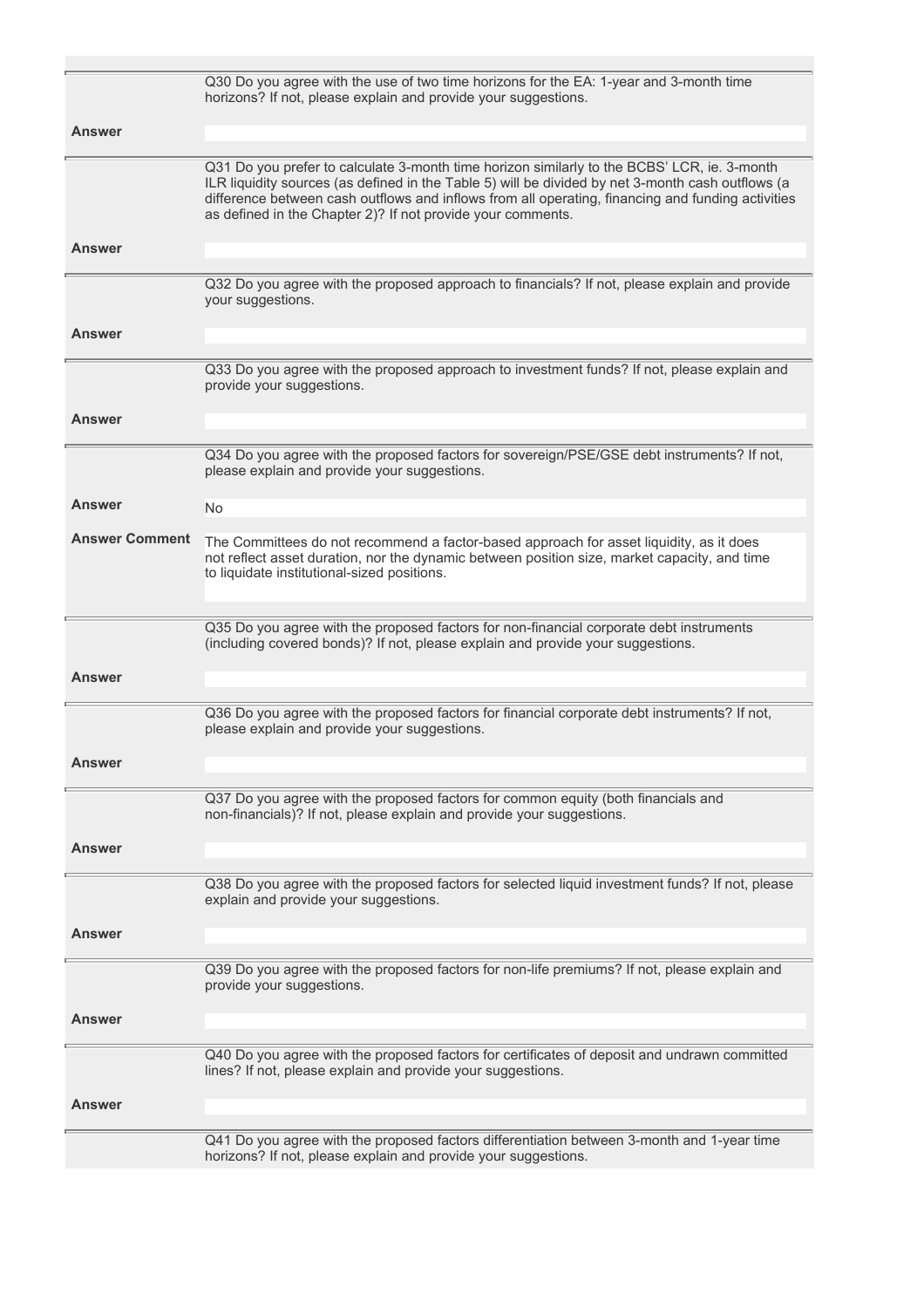| | |
|---|---|
| | Q30 Do you agree with the use of two time horizons for the EA: 1-year and 3-month time horizons? If not, please explain and provide your suggestions. |
| **Answer** | |
| | Q31 Do you prefer to calculate 3-month time horizon similarly to the BCBS' LCR, ie. 3-month ILR liquidity sources (as defined in the Table 5) will be divided by net 3-month cash outflows (a difference between cash outflows and inflows from all operating, financing and funding activities as defined in the Chapter 2)? If not provide your comments. |
| **Answer** | |
| | Q32 Do you agree with the proposed approach to financials? If not, please explain and provide your suggestions. |
| **Answer** | |
| | Q33 Do you agree with the proposed approach to investment funds? If not, please explain and provide your suggestions. |
| **Answer** | |
| | Q34 Do you agree with the proposed factors for sovereign/PSE/GSE debt instruments? If not, please explain and provide your suggestions. |
| **Answer** | No |
| **Answer Comment** | The Committees do not recommend a factor-based approach for asset liquidity, as it does not reflect asset duration, nor the dynamic between position size, market capacity, and time to liquidate institutional-sized positions. |
| | Q35 Do you agree with the proposed factors for non-financial corporate debt instruments (including covered bonds)? If not, please explain and provide your suggestions. |
| **Answer** | |
| | Q36 Do you agree with the proposed factors for financial corporate debt instruments? If not, please explain and provide your suggestions. |
| **Answer** | |
| | Q37 Do you agree with the proposed factors for common equity (both financials and non-financials)? If not, please explain and provide your suggestions. |
| **Answer** | |
| | Q38 Do you agree with the proposed factors for selected liquid investment funds? If not, please explain and provide your suggestions. |
| **Answer** | |
| | Q39 Do you agree with the proposed factors for non-life premiums? If not, please explain and provide your suggestions. |
| **Answer** | |
| | Q40 Do you agree with the proposed factors for certificates of deposit and undrawn committed lines? If not, please explain and provide your suggestions. |
| **Answer** | |
| | Q41 Do you agree with the proposed factors differentiation between 3-month and 1-year time horizons? If not, please explain and provide your suggestions. |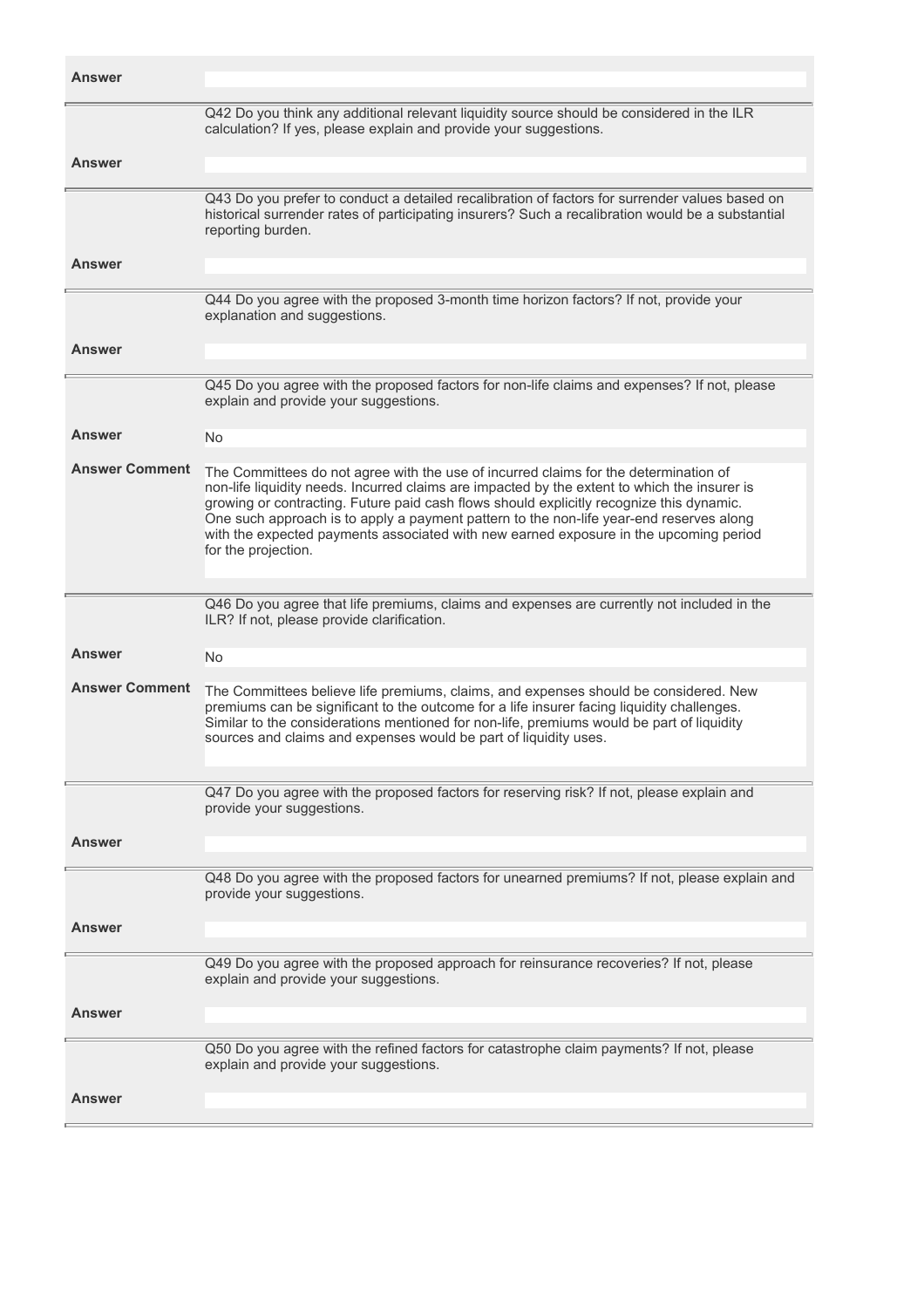| | |
|---|---|
| **Answer** | |
| | Q42 Do you think any additional relevant liquidity source should be considered in the ILR calculation? If yes, please explain and provide your suggestions. |
| **Answer** | |
| | Q43 Do you prefer to conduct a detailed recalibration of factors for surrender values based on historical surrender rates of participating insurers? Such a recalibration would be a substantial reporting burden. |
| **Answer** | |
| | Q44 Do you agree with the proposed 3-month time horizon factors? If not, provide your explanation and suggestions. |
| **Answer** | |
| | Q45 Do you agree with the proposed factors for non-life claims and expenses? If not, please explain and provide your suggestions. |
| **Answer** | No |
| **Answer Comment** | The Committees do not agree with the use of incurred claims for the determination of non-life liquidity needs. Incurred claims are impacted by the extent to which the insurer is growing or contracting. Future paid cash flows should explicitly recognize this dynamic. One such approach is to apply a payment pattern to the non-life year-end reserves along with the expected payments associated with new earned exposure in the upcoming period for the projection. |
| | Q46 Do you agree that life premiums, claims and expenses are currently not included in the ILR? If not, please provide clarification. |
| **Answer** | No |
| **Answer Comment** | The Committees believe life premiums, claims, and expenses should be considered. New premiums can be significant to the outcome for a life insurer facing liquidity challenges. Similar to the considerations mentioned for non-life, premiums would be part of liquidity sources and claims and expenses would be part of liquidity uses. |
| | Q47 Do you agree with the proposed factors for reserving risk? If not, please explain and provide your suggestions. |
| **Answer** | |
| | Q48 Do you agree with the proposed factors for unearned premiums? If not, please explain and provide your suggestions. |
| **Answer** | |
| | Q49 Do you agree with the proposed approach for reinsurance recoveries? If not, please explain and provide your suggestions. |
| **Answer** | |
| | Q50 Do you agree with the refined factors for catastrophe claim payments? If not, please explain and provide your suggestions. |
| **Answer** | |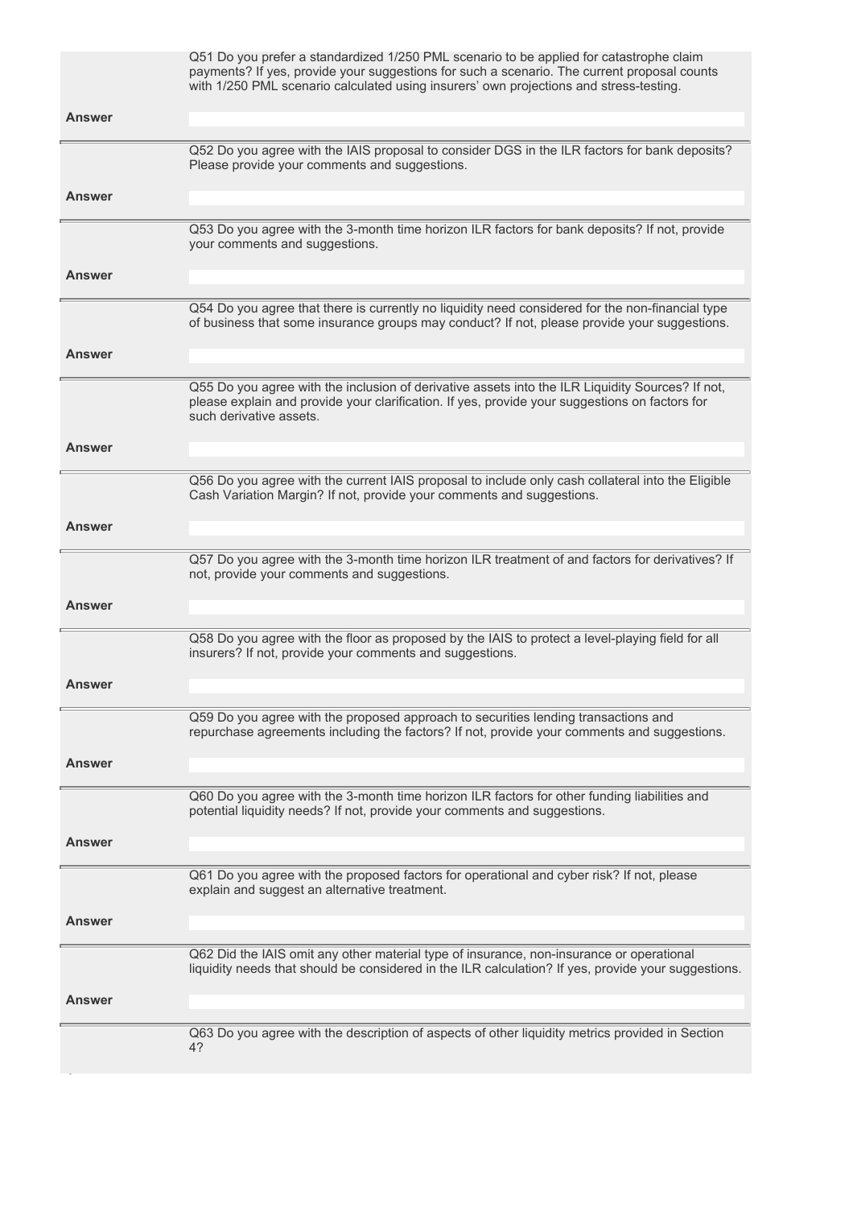| | |
|---|---|
| | Q51 Do you prefer a standardized 1/250 PML scenario to be applied for catastrophe claim payments? If yes, provide your suggestions for such a scenario. The current proposal counts with 1/250 PML scenario calculated using insurers' own projections and stress-testing. |
| **Answer** | |
| | Q52 Do you agree with the IAIS proposal to consider DGS in the ILR factors for bank deposits? Please provide your comments and suggestions. |
| **Answer** | |
| | Q53 Do you agree with the 3-month time horizon ILR factors for bank deposits? If not, provide your comments and suggestions. |
| **Answer** | |
| | Q54 Do you agree that there is currently no liquidity need considered for the non-financial type of business that some insurance groups may conduct? If not, please provide your suggestions. |
| **Answer** | |
| | Q55 Do you agree with the inclusion of derivative assets into the ILR Liquidity Sources? If not, please explain and provide your clarification. If yes, provide your suggestions on factors for such derivative assets. |
| **Answer** | |
| | Q56 Do you agree with the current IAIS proposal to include only cash collateral into the Eligible Cash Variation Margin? If not, provide your comments and suggestions. |
| **Answer** | |
| | Q57 Do you agree with the 3-month time horizon ILR treatment of and factors for derivatives? If not, provide your comments and suggestions. |
| **Answer** | |
| | Q58 Do you agree with the floor as proposed by the IAIS to protect a level-playing field for all insurers? If not, provide your comments and suggestions. |
| **Answer** | |
| | Q59 Do you agree with the proposed approach to securities lending transactions and repurchase agreements including the factors? If not, provide your comments and suggestions. |
| **Answer** | |
| | Q60 Do you agree with the 3-month time horizon ILR factors for other funding liabilities and potential liquidity needs? If not, provide your comments and suggestions. |
| **Answer** | |
| | Q61 Do you agree with the proposed factors for operational and cyber risk? If not, please explain and suggest an alternative treatment. |
| **Answer** | |
| | Q62 Did the IAIS omit any other material type of insurance, non-insurance or operational liquidity needs that should be considered in the ILR calculation? If yes, provide your suggestions. |
| **Answer** | |
| | Q63 Do you agree with the description of aspects of other liquidity metrics provided in Section 4? |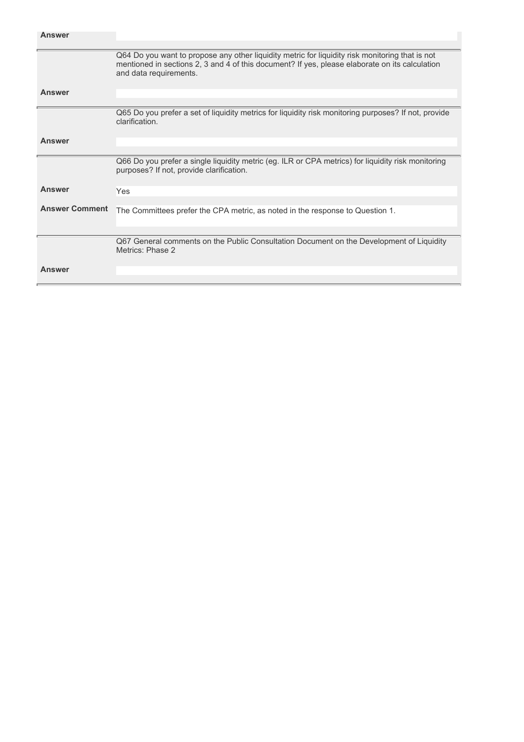| | |
|---|---|
| **Answer** | |
| | Q64 Do you want to propose any other liquidity metric for liquidity risk monitoring that is not mentioned in sections 2, 3 and 4 of this document? If yes, please elaborate on its calculation and data requirements. |
| **Answer** | |
| | Q65 Do you prefer a set of liquidity metrics for liquidity risk monitoring purposes? If not, provide clarification. |
| **Answer** | |
| | Q66 Do you prefer a single liquidity metric (eg. ILR or CPA metrics) for liquidity risk monitoring purposes? If not, provide clarification. |
| **Answer** | Yes |
| **Answer Comment** | The Committees prefer the CPA metric, as noted in the response to Question 1. |
| | Q67 General comments on the Public Consultation Document on the Development of Liquidity Metrics: Phase 2 |
| **Answer** | |